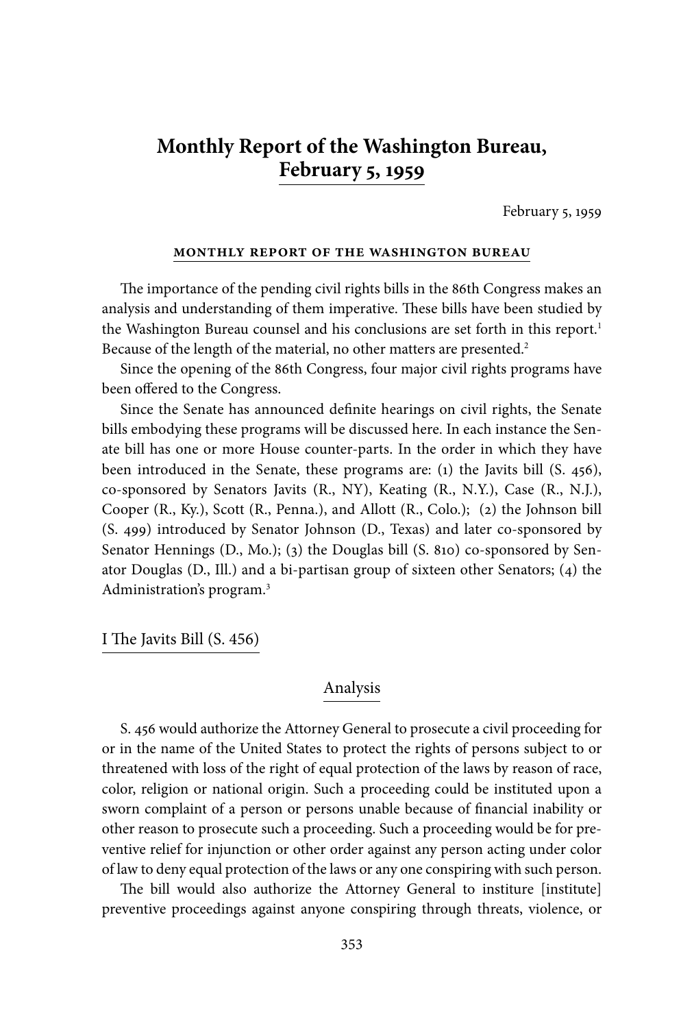# Monthly Report of the Washington Bureau, February 5, 1959

February 5, 1959

**MONTHLY REPORT OF THE WASHINGTON BUREAU**

The importance of the pending civil rights bills in the 86th Congress makes an analysis and understanding of them imperative. These bills have been studied by the Washington Bureau counsel and his conclusions are set forth in this report.[1] Because of the length of the material, no other matters are presented.[2]

Since the opening of the 86th Congress, four major civil rights programs have been offered to the Congress.

Since the Senate has announced definite hearings on civil rights, the Senate bills embodying these programs will be discussed here. In each instance the Senate bill has one or more House counter-parts. In the order in which they have been introduced in the Senate, these programs are: (1) the Javits bill (S. 456), co-sponsored by Senators Javits (R., NY), Keating (R., N.Y.), Case (R., N.J.), Cooper (R., Ky.), Scott (R., Penna.), and Allott (R., Colo.); (2) the Johnson bill (S. 499) introduced by Senator Johnson (D., Texas) and later co-sponsored by Senator Hennings (D., Mo.); (3) the Douglas bill (S. 810) co-sponsored by Senator Douglas (D., Ill.) and a bi-partisan group of sixteen other Senators; (4) the Administration's program.[3]

## I The Javits Bill (S. 456)

### Analysis

S. 456 would authorize the Attorney General to prosecute a civil proceeding for or in the name of the United States to protect the rights of persons subject to or threatened with loss of the right of equal protection of the laws by reason of race, color, religion or national origin. Such a proceeding could be instituted upon a sworn complaint of a person or persons unable because of financial inability or other reason to prosecute such a proceeding. Such a proceeding would be for preventive relief for injunction or other order against any person acting under color of law to deny equal protection of the laws or any one conspiring with such person.

The bill would also authorize the Attorney General to institure [institute] preventive proceedings against anyone conspiring through threats, violence, or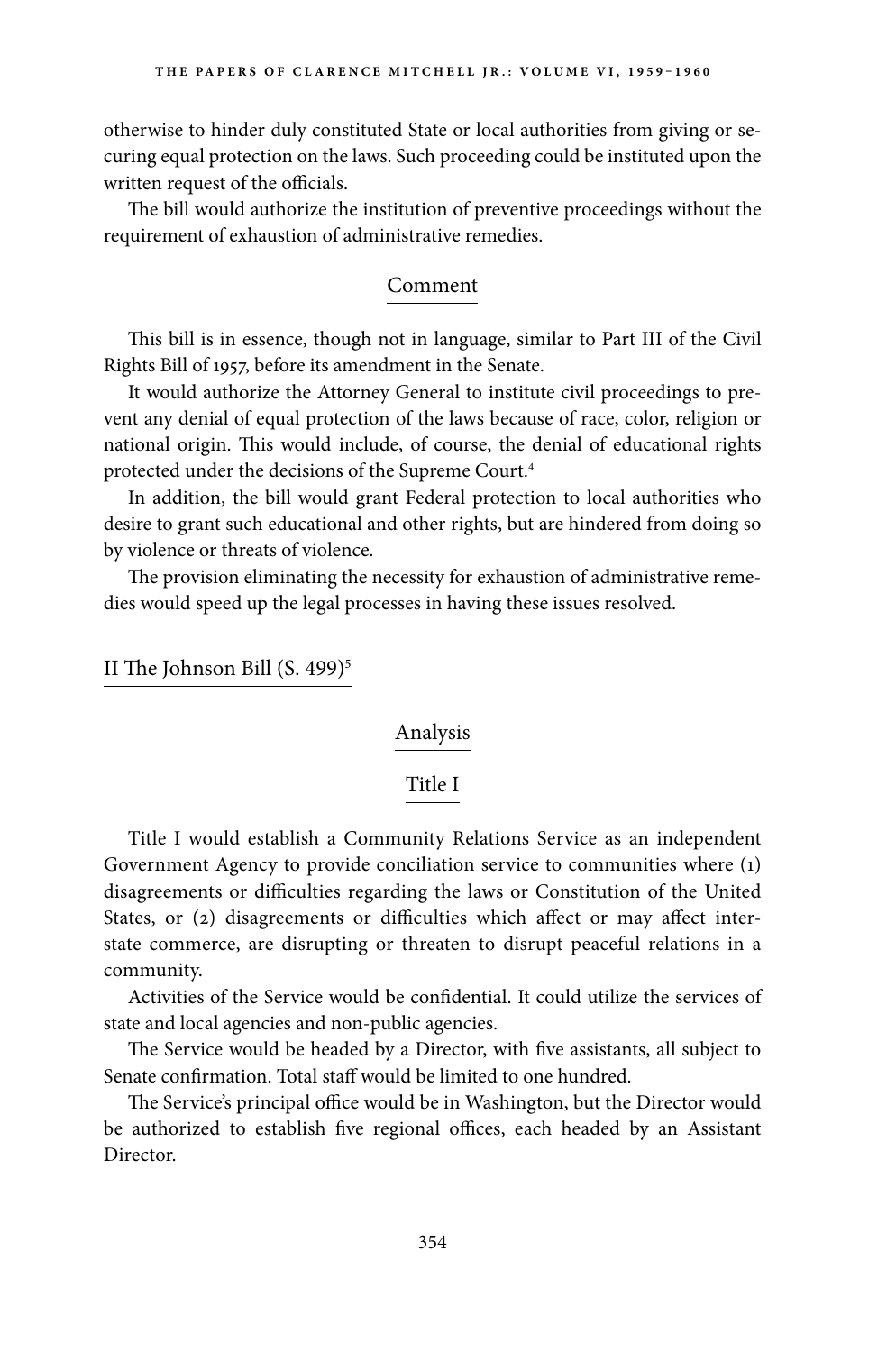otherwise to hinder duly constituted State or local authorities from giving or securing equal protection on the laws. Such proceeding could be instituted upon the written request of the officials.

The bill would authorize the institution of preventive proceedings without the requirement of exhaustion of administrative remedies.

### Comment

This bill is in essence, though not in language, similar to Part III of the Civil Rights Bill of 1957, before its amendment in the Senate.

It would authorize the Attorney General to institute civil proceedings to prevent any denial of equal protection of the laws because of race, color, religion or national origin. This would include, of course, the denial of educational rights protected under the decisions of the Supreme Court.[4]

In addition, the bill would grant Federal protection to local authorities who desire to grant such educational and other rights, but are hindered from doing so by violence or threats of violence.

The provision eliminating the necessity for exhaustion of administrative remedies would speed up the legal processes in having these issues resolved.

## II The Johnson Bill (S. 499)[5]

### Analysis

### Title I

Title I would establish a Community Relations Service as an independent Government Agency to provide conciliation service to communities where (1) disagreements or difficulties regarding the laws or Constitution of the United States, or (2) disagreements or difficulties which affect or may affect interstate commerce, are disrupting or threaten to disrupt peaceful relations in a community.

Activities of the Service would be confidential. It could utilize the services of state and local agencies and non-public agencies.

The Service would be headed by a Director, with five assistants, all subject to Senate confirmation. Total staff would be limited to one hundred.

The Service's principal office would be in Washington, but the Director would be authorized to establish five regional offices, each headed by an Assistant Director.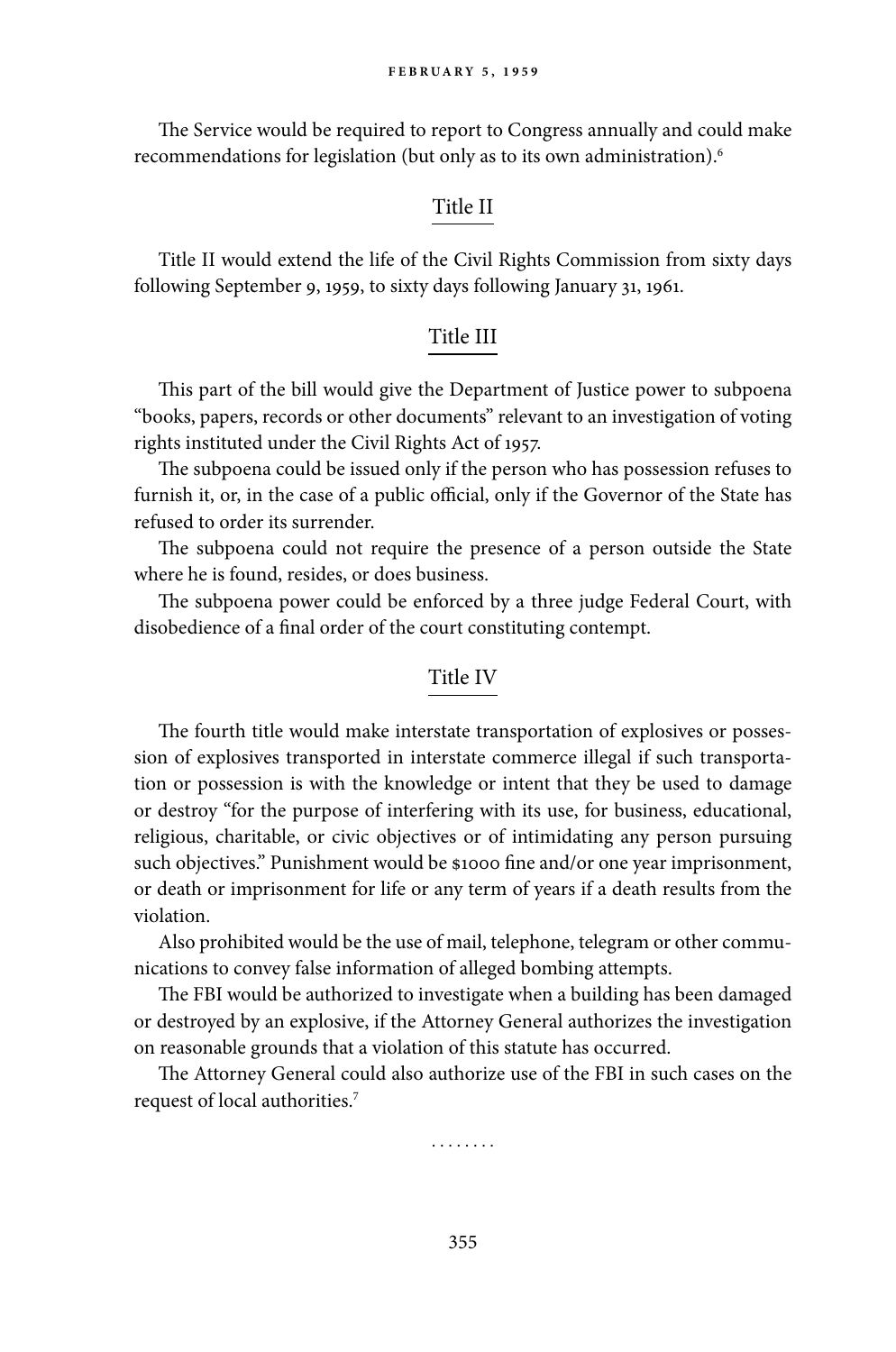The Service would be required to report to Congress annually and could make recommendations for legislation (but only as to its own administration).[6]

## Title II

Title II would extend the life of the Civil Rights Commission from sixty days following September 9, 1959, to sixty days following January 31, 1961.

## Title III

This part of the bill would give the Department of Justice power to subpoena "books, papers, records or other documents" relevant to an investigation of voting rights instituted under the Civil Rights Act of 1957.

The subpoena could be issued only if the person who has possession refuses to furnish it, or, in the case of a public official, only if the Governor of the State has refused to order its surrender.

The subpoena could not require the presence of a person outside the State where he is found, resides, or does business.

The subpoena power could be enforced by a three judge Federal Court, with disobedience of a final order of the court constituting contempt.

## Title IV

The fourth title would make interstate transportation of explosives or possession of explosives transported in interstate commerce illegal if such transportation or possession is with the knowledge or intent that they be used to damage or destroy "for the purpose of interfering with its use, for business, educational, religious, charitable, or civic objectives or of intimidating any person pursuing such objectives." Punishment would be $1000 fine and/or one year imprisonment, or death or imprisonment for life or any term of years if a death results from the violation.

Also prohibited would be the use of mail, telephone, telegram or other communications to convey false information of alleged bombing attempts.

The FBI would be authorized to investigate when a building has been damaged or destroyed by an explosive, if the Attorney General authorizes the investigation on reasonable grounds that a violation of this statute has occurred.

The Attorney General could also authorize use of the FBI in such cases on the request of local authorities.[7]

. . . . . . . .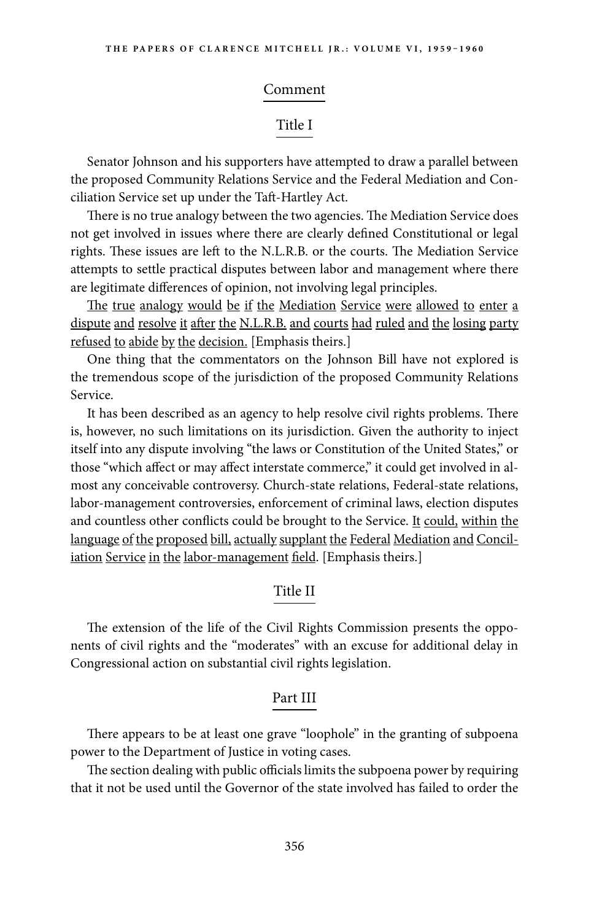## Comment

### Title I

Senator Johnson and his supporters have attempted to draw a parallel between the proposed Community Relations Service and the Federal Mediation and Conciliation Service set up under the Taft-Hartley Act.

There is no true analogy between the two agencies. The Mediation Service does not get involved in issues where there are clearly defined Constitutional or legal rights. These issues are left to the N.L.R.B. or the courts. The Mediation Service attempts to settle practical disputes between labor and management where there are legitimate differences of opinion, not involving legal principles.

<u>The true analogy would be if the Mediation Service were allowed to enter a dispute and resolve it after the N.L.R.B. and courts had ruled and the losing party refused to abide by the decision.</u> [Emphasis theirs.]

One thing that the commentators on the Johnson Bill have not explored is the tremendous scope of the jurisdiction of the proposed Community Relations Service.

It has been described as an agency to help resolve civil rights problems. There is, however, no such limitations on its jurisdiction. Given the authority to inject itself into any dispute involving "the laws or Constitution of the United States," or those "which affect or may affect interstate commerce," it could get involved in almost any conceivable controversy. Church-state relations, Federal-state relations, labor-management controversies, enforcement of criminal laws, election disputes and countless other conflicts could be brought to the Service. <u>It could, within the language of the proposed bill, actually supplant the Federal Mediation and Conciliation Service in the labor-management field</u>. [Emphasis theirs.]

### Title II

The extension of the life of the Civil Rights Commission presents the opponents of civil rights and the "moderates" with an excuse for additional delay in Congressional action on substantial civil rights legislation.

### Part III

There appears to be at least one grave "loophole" in the granting of subpoena power to the Department of Justice in voting cases.

The section dealing with public officials limits the subpoena power by requiring that it not be used until the Governor of the state involved has failed to order the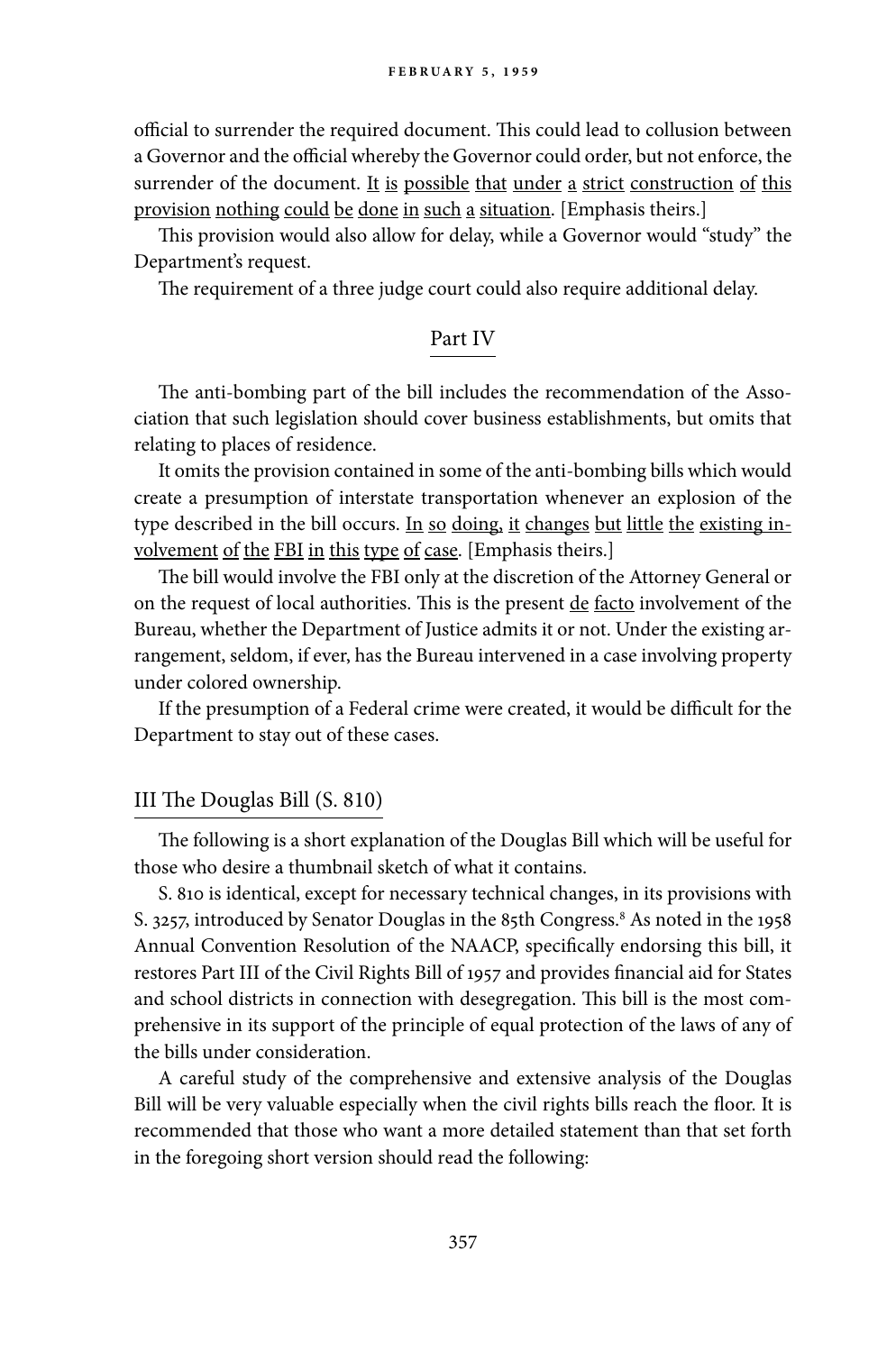official to surrender the required document. This could lead to collusion between a Governor and the official whereby the Governor could order, but not enforce, the surrender of the document. <u>It is possible that under a strict construction of this provision nothing could be done in such a situation</u>. [Emphasis theirs.]

This provision would also allow for delay, while a Governor would "study" the Department's request.

The requirement of a three judge court could also require additional delay.

## Part IV

The anti-bombing part of the bill includes the recommendation of the Association that such legislation should cover business establishments, but omits that relating to places of residence.

It omits the provision contained in some of the anti-bombing bills which would create a presumption of interstate transportation whenever an explosion of the type described in the bill occurs. <u>In so doing, it changes but little the existing involvement of the FBI in this type of case</u>. [Emphasis theirs.]

The bill would involve the FBI only at the discretion of the Attorney General or on the request of local authorities. This is the present <u>de facto</u> involvement of the Bureau, whether the Department of Justice admits it or not. Under the existing arrangement, seldom, if ever, has the Bureau intervened in a case involving property under colored ownership.

If the presumption of a Federal crime were created, it would be difficult for the Department to stay out of these cases.

## III The Douglas Bill (S. 810)

The following is a short explanation of the Douglas Bill which will be useful for those who desire a thumbnail sketch of what it contains.

S. 810 is identical, except for necessary technical changes, in its provisions with S. 3257, introduced by Senator Douglas in the 85th Congress.[8] As noted in the 1958 Annual Convention Resolution of the NAACP, specifically endorsing this bill, it restores Part III of the Civil Rights Bill of 1957 and provides financial aid for States and school districts in connection with desegregation. This bill is the most comprehensive in its support of the principle of equal protection of the laws of any of the bills under consideration.

A careful study of the comprehensive and extensive analysis of the Douglas Bill will be very valuable especially when the civil rights bills reach the floor. It is recommended that those who want a more detailed statement than that set forth in the foregoing short version should read the following: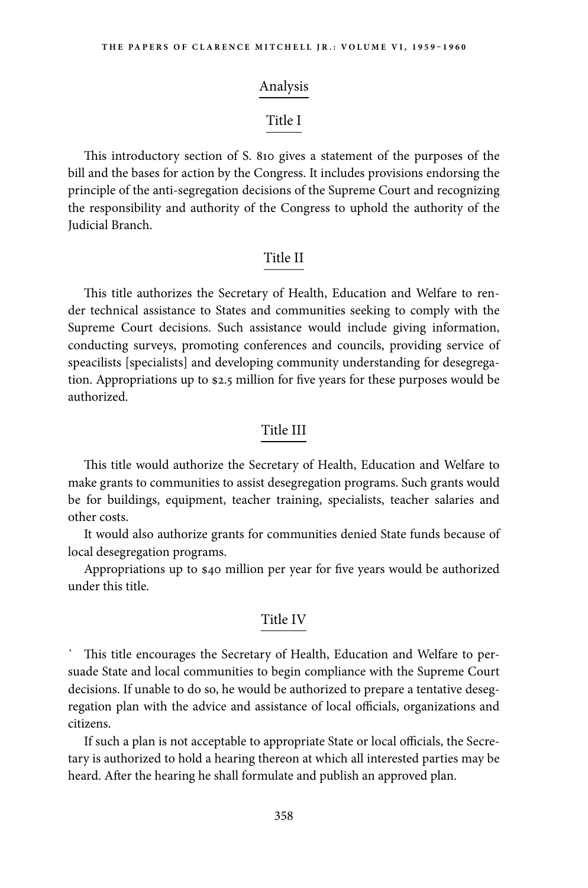## Analysis

### Title I

This introductory section of S. 810 gives a statement of the purposes of the bill and the bases for action by the Congress. It includes provisions endorsing the principle of the anti-segregation decisions of the Supreme Court and recognizing the responsibility and authority of the Congress to uphold the authority of the Judicial Branch.

### Title II

This title authorizes the Secretary of Health, Education and Welfare to render technical assistance to States and communities seeking to comply with the Supreme Court decisions. Such assistance would include giving information, conducting surveys, promoting conferences and councils, providing service of speacilists [specialists] and developing community understanding for desegregation. Appropriations up to $2.5 million for five years for these purposes would be authorized.

### Title III

This title would authorize the Secretary of Health, Education and Welfare to make grants to communities to assist desegregation programs. Such grants would be for buildings, equipment, teacher training, specialists, teacher salaries and other costs.

It would also authorize grants for communities denied State funds because of local desegregation programs.

Appropriations up to $40 million per year for five years would be authorized under this title.

### Title IV

` This title encourages the Secretary of Health, Education and Welfare to persuade State and local communities to begin compliance with the Supreme Court decisions. If unable to do so, he would be authorized to prepare a tentative desegregation plan with the advice and assistance of local officials, organizations and citizens.

If such a plan is not acceptable to appropriate State or local officials, the Secretary is authorized to hold a hearing thereon at which all interested parties may be heard. After the hearing he shall formulate and publish an approved plan.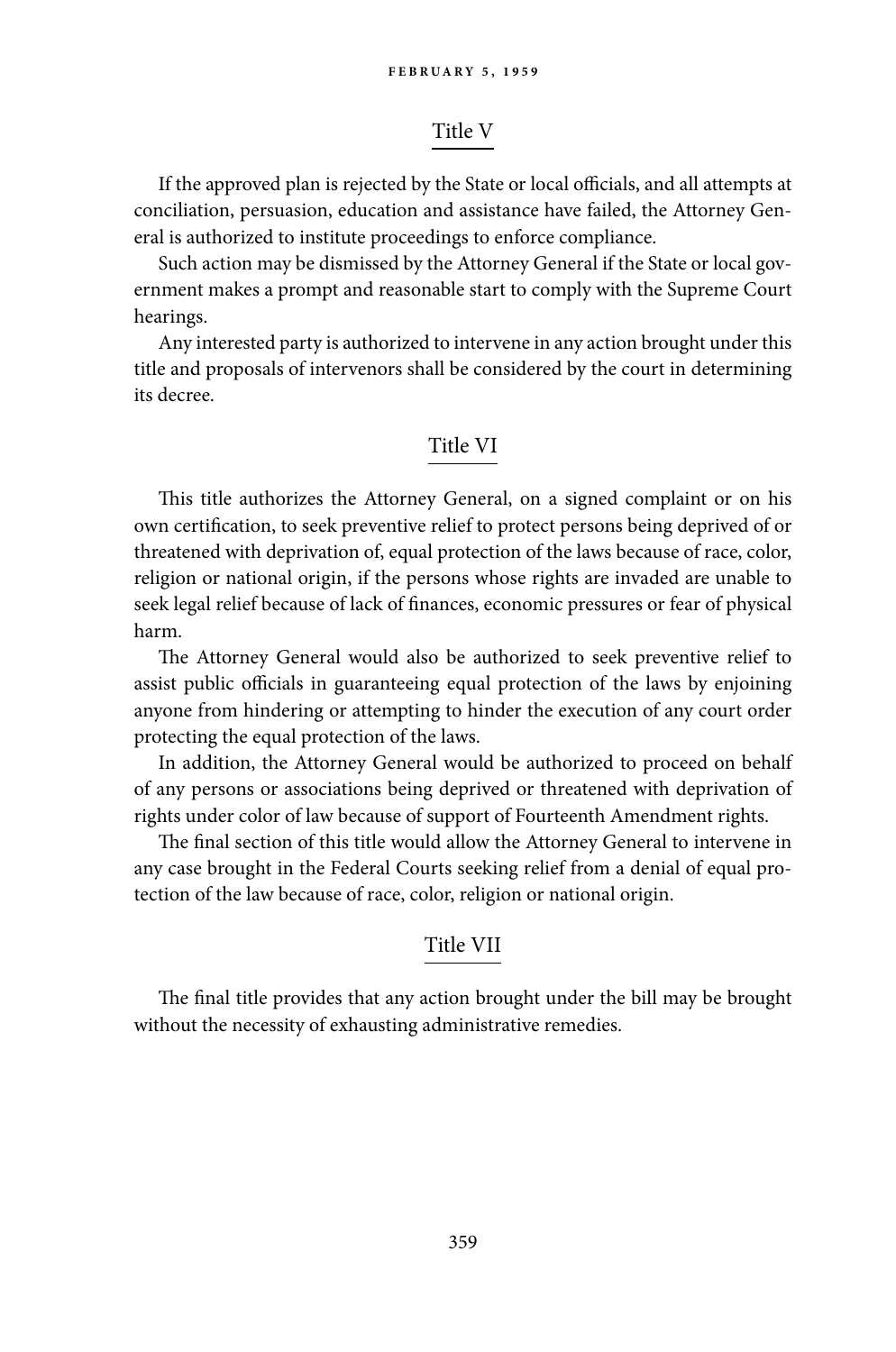## Title V

If the approved plan is rejected by the State or local officials, and all attempts at conciliation, persuasion, education and assistance have failed, the Attorney General is authorized to institute proceedings to enforce compliance.

Such action may be dismissed by the Attorney General if the State or local government makes a prompt and reasonable start to comply with the Supreme Court hearings.

Any interested party is authorized to intervene in any action brought under this title and proposals of intervenors shall be considered by the court in determining its decree.

## Title VI

This title authorizes the Attorney General, on a signed complaint or on his own certification, to seek preventive relief to protect persons being deprived of or threatened with deprivation of, equal protection of the laws because of race, color, religion or national origin, if the persons whose rights are invaded are unable to seek legal relief because of lack of finances, economic pressures or fear of physical harm.

The Attorney General would also be authorized to seek preventive relief to assist public officials in guaranteeing equal protection of the laws by enjoining anyone from hindering or attempting to hinder the execution of any court order protecting the equal protection of the laws.

In addition, the Attorney General would be authorized to proceed on behalf of any persons or associations being deprived or threatened with deprivation of rights under color of law because of support of Fourteenth Amendment rights.

The final section of this title would allow the Attorney General to intervene in any case brought in the Federal Courts seeking relief from a denial of equal protection of the law because of race, color, religion or national origin.

## Title VII

The final title provides that any action brought under the bill may be brought without the necessity of exhausting administrative remedies.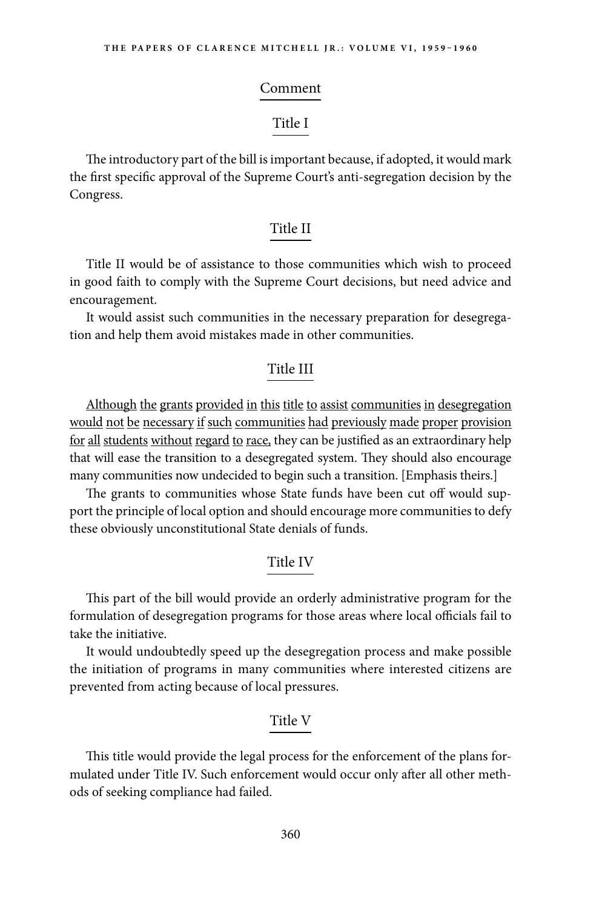## Comment

### Title I

The introductory part of the bill is important because, if adopted, it would mark the first specific approval of the Supreme Court's anti-segregation decision by the Congress.

### Title II

Title II would be of assistance to those communities which wish to proceed in good faith to comply with the Supreme Court decisions, but need advice and encouragement.

It would assist such communities in the necessary preparation for desegregation and help them avoid mistakes made in other communities.

### Title III

<u>Although the grants provided in this title to assist communities in desegregation would not be necessary if such communities had previously made proper provision for all students without regard to race,</u> they can be justified as an extraordinary help that will ease the transition to a desegregated system. They should also encourage many communities now undecided to begin such a transition. [Emphasis theirs.]

The grants to communities whose State funds have been cut off would support the principle of local option and should encourage more communities to defy these obviously unconstitutional State denials of funds.

### Title IV

This part of the bill would provide an orderly administrative program for the formulation of desegregation programs for those areas where local officials fail to take the initiative.

It would undoubtedly speed up the desegregation process and make possible the initiation of programs in many communities where interested citizens are prevented from acting because of local pressures.

### Title V

This title would provide the legal process for the enforcement of the plans formulated under Title IV. Such enforcement would occur only after all other methods of seeking compliance had failed.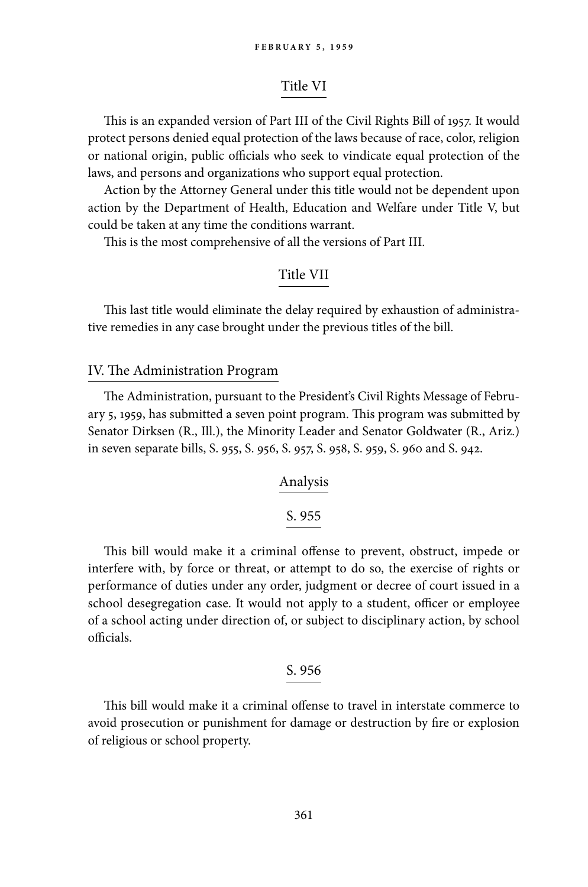### Title VI

This is an expanded version of Part III of the Civil Rights Bill of 1957. It would protect persons denied equal protection of the laws because of race, color, religion or national origin, public officials who seek to vindicate equal protection of the laws, and persons and organizations who support equal protection.

Action by the Attorney General under this title would not be dependent upon action by the Department of Health, Education and Welfare under Title V, but could be taken at any time the conditions warrant.

This is the most comprehensive of all the versions of Part III.

### Title VII

This last title would eliminate the delay required by exhaustion of administrative remedies in any case brought under the previous titles of the bill.

## IV. The Administration Program

The Administration, pursuant to the President's Civil Rights Message of February 5, 1959, has submitted a seven point program. This program was submitted by Senator Dirksen (R., Ill.), the Minority Leader and Senator Goldwater (R., Ariz.) in seven separate bills, S. 955, S. 956, S. 957, S. 958, S. 959, S. 960 and S. 942.

### Analysis

#### S. 955

This bill would make it a criminal offense to prevent, obstruct, impede or interfere with, by force or threat, or attempt to do so, the exercise of rights or performance of duties under any order, judgment or decree of court issued in a school desegregation case. It would not apply to a student, officer or employee of a school acting under direction of, or subject to disciplinary action, by school officials.

#### S. 956

This bill would make it a criminal offense to travel in interstate commerce to avoid prosecution or punishment for damage or destruction by fire or explosion of religious or school property.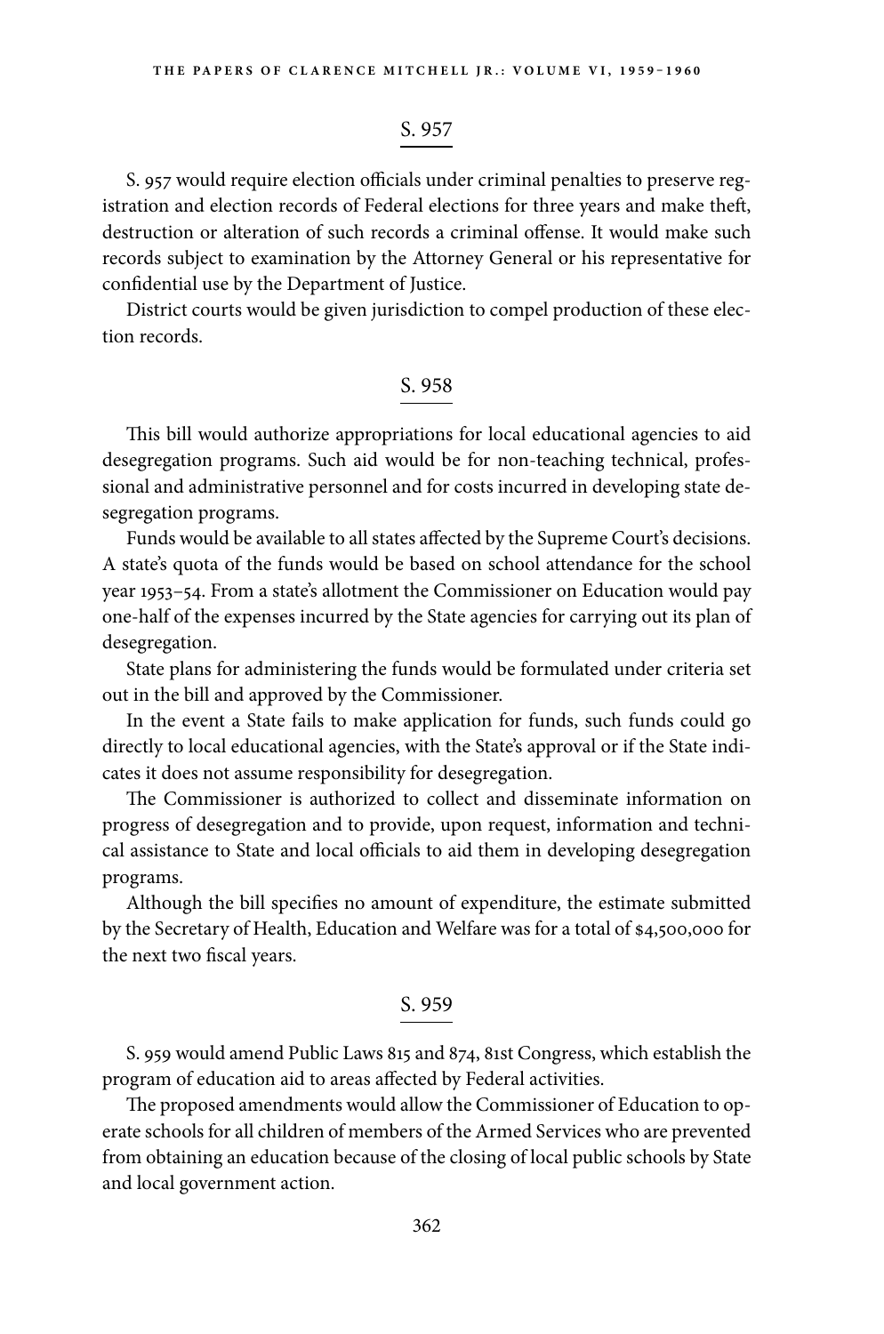## S. 957

S. 957 would require election officials under criminal penalties to preserve registration and election records of Federal elections for three years and make theft, destruction or alteration of such records a criminal offense. It would make such records subject to examination by the Attorney General or his representative for confidential use by the Department of Justice.

District courts would be given jurisdiction to compel production of these election records.

## S. 958

This bill would authorize appropriations for local educational agencies to aid desegregation programs. Such aid would be for non-teaching technical, professional and administrative personnel and for costs incurred in developing state desegregation programs.

Funds would be available to all states affected by the Supreme Court's decisions. A state's quota of the funds would be based on school attendance for the school year 1953–54. From a state's allotment the Commissioner on Education would pay one-half of the expenses incurred by the State agencies for carrying out its plan of desegregation.

State plans for administering the funds would be formulated under criteria set out in the bill and approved by the Commissioner.

In the event a State fails to make application for funds, such funds could go directly to local educational agencies, with the State's approval or if the State indicates it does not assume responsibility for desegregation.

The Commissioner is authorized to collect and disseminate information on progress of desegregation and to provide, upon request, information and technical assistance to State and local officials to aid them in developing desegregation programs.

Although the bill specifies no amount of expenditure, the estimate submitted by the Secretary of Health, Education and Welfare was for a total of $4,500,000 for the next two fiscal years.

## S. 959

S. 959 would amend Public Laws 815 and 874, 81st Congress, which establish the program of education aid to areas affected by Federal activities.

The proposed amendments would allow the Commissioner of Education to operate schools for all children of members of the Armed Services who are prevented from obtaining an education because of the closing of local public schools by State and local government action.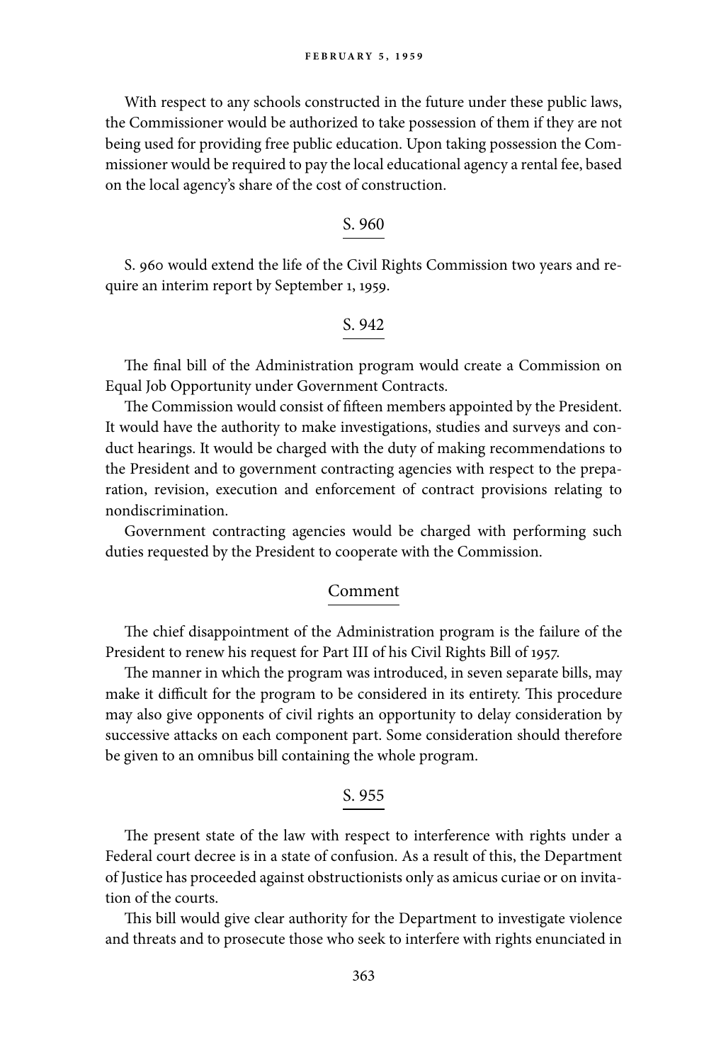With respect to any schools constructed in the future under these public laws, the Commissioner would be authorized to take possession of them if they are not being used for providing free public education. Upon taking possession the Commissioner would be required to pay the local educational agency a rental fee, based on the local agency's share of the cost of construction.

## S. 960

S. 960 would extend the life of the Civil Rights Commission two years and require an interim report by September 1, 1959.

## S. 942

The final bill of the Administration program would create a Commission on Equal Job Opportunity under Government Contracts.

The Commission would consist of fifteen members appointed by the President. It would have the authority to make investigations, studies and surveys and conduct hearings. It would be charged with the duty of making recommendations to the President and to government contracting agencies with respect to the preparation, revision, execution and enforcement of contract provisions relating to nondiscrimination.

Government contracting agencies would be charged with performing such duties requested by the President to cooperate with the Commission.

## Comment

The chief disappointment of the Administration program is the failure of the President to renew his request for Part III of his Civil Rights Bill of 1957.

The manner in which the program was introduced, in seven separate bills, may make it difficult for the program to be considered in its entirety. This procedure may also give opponents of civil rights an opportunity to delay consideration by successive attacks on each component part. Some consideration should therefore be given to an omnibus bill containing the whole program.

## S. 955

The present state of the law with respect to interference with rights under a Federal court decree is in a state of confusion. As a result of this, the Department of Justice has proceeded against obstructionists only as amicus curiae or on invitation of the courts.

This bill would give clear authority for the Department to investigate violence and threats and to prosecute those who seek to interfere with rights enunciated in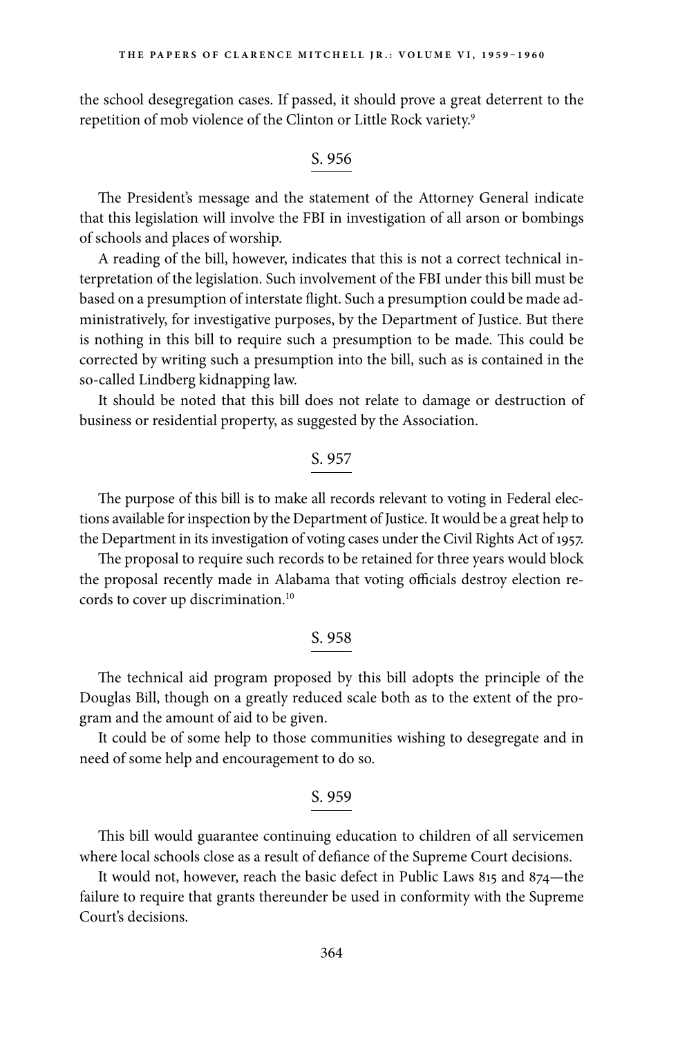the school desegregation cases. If passed, it should prove a great deterrent to the repetition of mob violence of the Clinton or Little Rock variety.[9]

## S. 956

The President's message and the statement of the Attorney General indicate that this legislation will involve the FBI in investigation of all arson or bombings of schools and places of worship.

A reading of the bill, however, indicates that this is not a correct technical interpretation of the legislation. Such involvement of the FBI under this bill must be based on a presumption of interstate flight. Such a presumption could be made administratively, for investigative purposes, by the Department of Justice. But there is nothing in this bill to require such a presumption to be made. This could be corrected by writing such a presumption into the bill, such as is contained in the so-called Lindberg kidnapping law.

It should be noted that this bill does not relate to damage or destruction of business or residential property, as suggested by the Association.

## S. 957

The purpose of this bill is to make all records relevant to voting in Federal elections available for inspection by the Department of Justice. It would be a great help to the Department in its investigation of voting cases under the Civil Rights Act of 1957.

The proposal to require such records to be retained for three years would block the proposal recently made in Alabama that voting officials destroy election records to cover up discrimination.[10]

## S. 958

The technical aid program proposed by this bill adopts the principle of the Douglas Bill, though on a greatly reduced scale both as to the extent of the program and the amount of aid to be given.

It could be of some help to those communities wishing to desegregate and in need of some help and encouragement to do so.

## S. 959

This bill would guarantee continuing education to children of all servicemen where local schools close as a result of defiance of the Supreme Court decisions.

It would not, however, reach the basic defect in Public Laws 815 and 874—the failure to require that grants thereunder be used in conformity with the Supreme Court's decisions.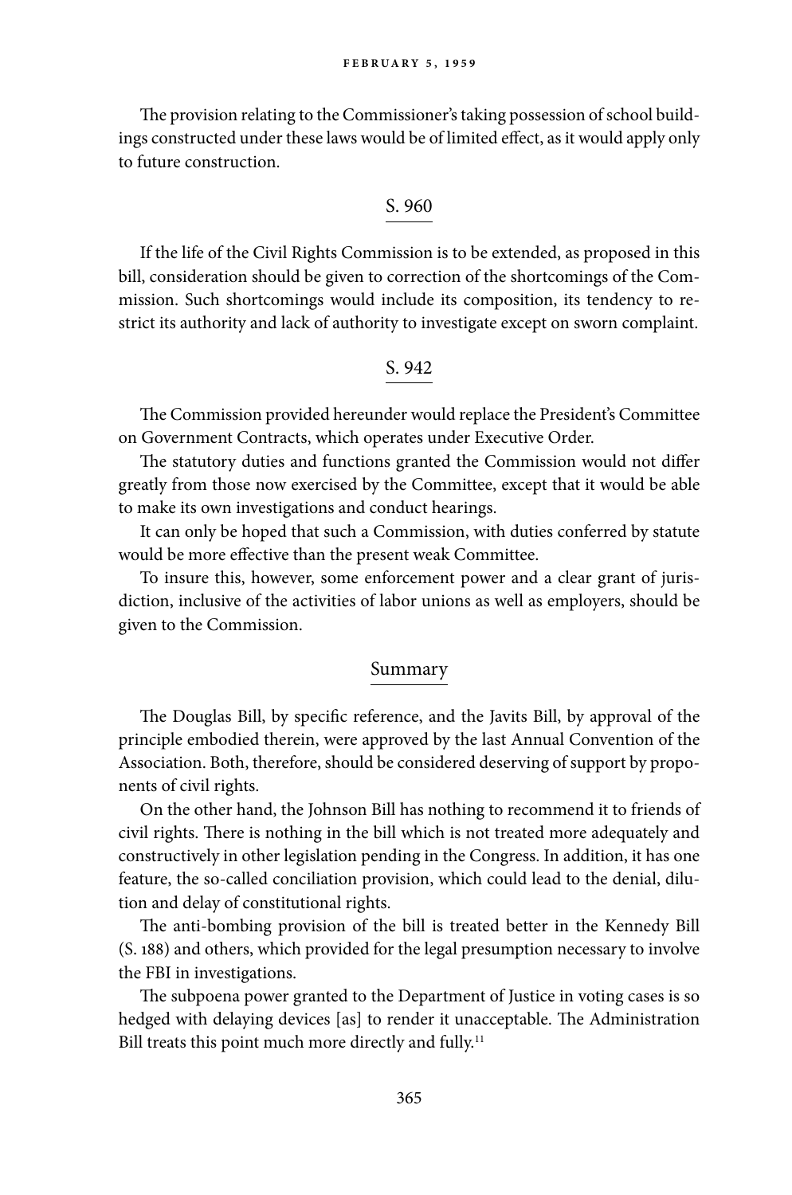The provision relating to the Commissioner's taking possession of school buildings constructed under these laws would be of limited effect, as it would apply only to future construction.

### S. 960

If the life of the Civil Rights Commission is to be extended, as proposed in this bill, consideration should be given to correction of the shortcomings of the Commission. Such shortcomings would include its composition, its tendency to restrict its authority and lack of authority to investigate except on sworn complaint.

### S. 942

The Commission provided hereunder would replace the President's Committee on Government Contracts, which operates under Executive Order.

The statutory duties and functions granted the Commission would not differ greatly from those now exercised by the Committee, except that it would be able to make its own investigations and conduct hearings.

It can only be hoped that such a Commission, with duties conferred by statute would be more effective than the present weak Committee.

To insure this, however, some enforcement power and a clear grant of jurisdiction, inclusive of the activities of labor unions as well as employers, should be given to the Commission.

### Summary

The Douglas Bill, by specific reference, and the Javits Bill, by approval of the principle embodied therein, were approved by the last Annual Convention of the Association. Both, therefore, should be considered deserving of support by proponents of civil rights.

On the other hand, the Johnson Bill has nothing to recommend it to friends of civil rights. There is nothing in the bill which is not treated more adequately and constructively in other legislation pending in the Congress. In addition, it has one feature, the so-called conciliation provision, which could lead to the denial, dilution and delay of constitutional rights.

The anti-bombing provision of the bill is treated better in the Kennedy Bill (S. 188) and others, which provided for the legal presumption necessary to involve the FBI in investigations.

The subpoena power granted to the Department of Justice in voting cases is so hedged with delaying devices [as] to render it unacceptable. The Administration Bill treats this point much more directly and fully.[11]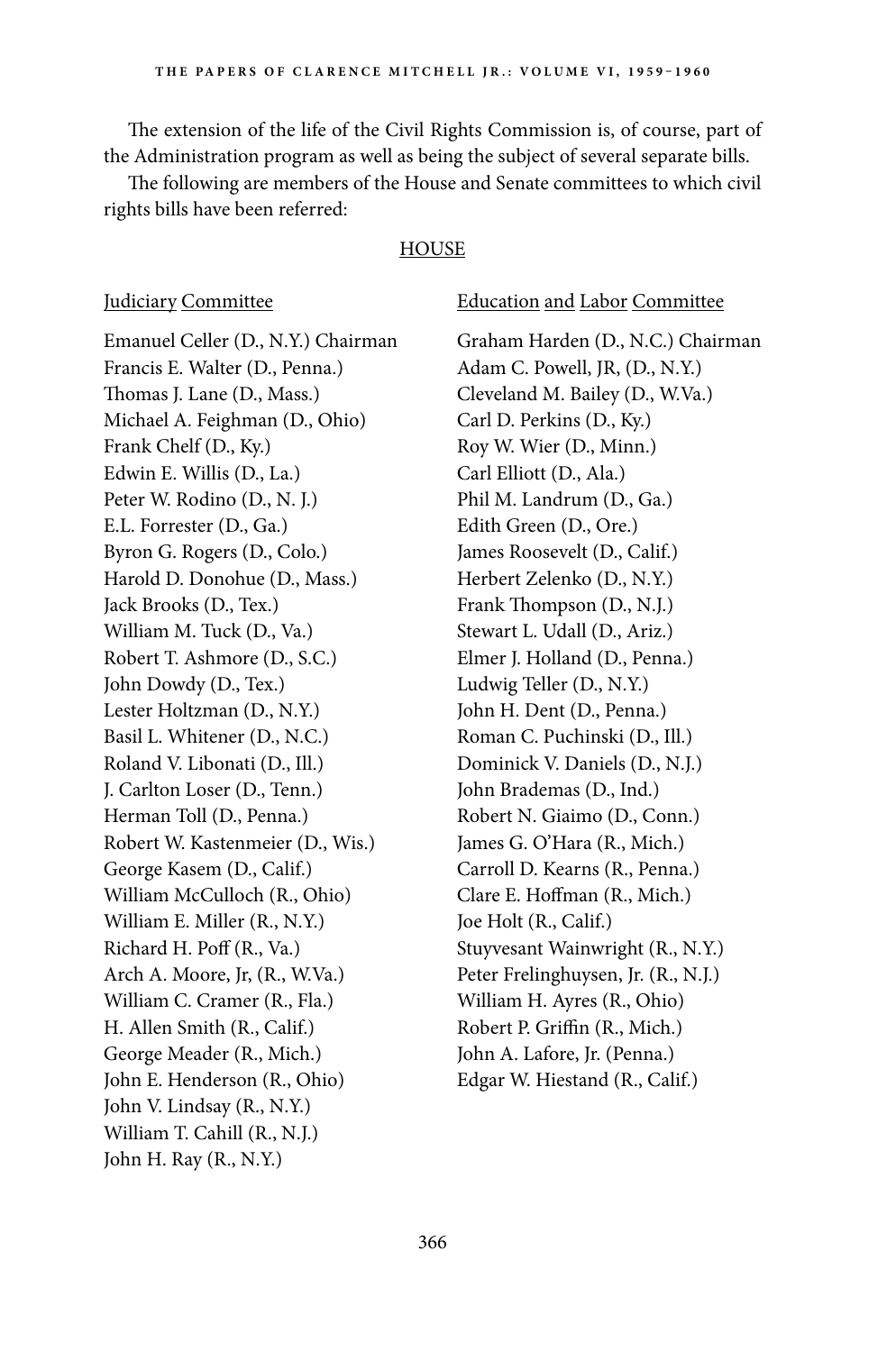The extension of the life of the Civil Rights Commission is, of course, part of the Administration program as well as being the subject of several separate bills.

The following are members of the House and Senate committees to which civil rights bills have been referred:

## HOUSE

### Judiciary Committee

Emanuel Celler (D., N.Y.) Chairman
Francis E. Walter (D., Penna.)
Thomas J. Lane (D., Mass.)
Michael A. Feighman (D., Ohio)
Frank Chelf (D., Ky.)
Edwin E. Willis (D., La.)
Peter W. Rodino (D., N. J.)
E.L. Forrester (D., Ga.)
Byron G. Rogers (D., Colo.)
Harold D. Donohue (D., Mass.)
Jack Brooks (D., Tex.)
William M. Tuck (D., Va.)
Robert T. Ashmore (D., S.C.)
John Dowdy (D., Tex.)
Lester Holtzman (D., N.Y.)
Basil L. Whitener (D., N.C.)
Roland V. Libonati (D., Ill.)
J. Carlton Loser (D., Tenn.)
Herman Toll (D., Penna.)
Robert W. Kastenmeier (D., Wis.)
George Kasem (D., Calif.)
William McCulloch (R., Ohio)
William E. Miller (R., N.Y.)
Richard H. Poff (R., Va.)
Arch A. Moore, Jr, (R., W.Va.)
William C. Cramer (R., Fla.)
H. Allen Smith (R., Calif.)
George Meader (R., Mich.)
John E. Henderson (R., Ohio)
John V. Lindsay (R., N.Y.)
William T. Cahill (R., N.J.)
John H. Ray (R., N.Y.)

### Education and Labor Committee

Graham Harden (D., N.C.) Chairman
Adam C. Powell, JR, (D., N.Y.)
Cleveland M. Bailey (D., W.Va.)
Carl D. Perkins (D., Ky.)
Roy W. Wier (D., Minn.)
Carl Elliott (D., Ala.)
Phil M. Landrum (D., Ga.)
Edith Green (D., Ore.)
James Roosevelt (D., Calif.)
Herbert Zelenko (D., N.Y.)
Frank Thompson (D., N.J.)
Stewart L. Udall (D., Ariz.)
Elmer J. Holland (D., Penna.)
Ludwig Teller (D., N.Y.)
John H. Dent (D., Penna.)
Roman C. Puchinski (D., Ill.)
Dominick V. Daniels (D., N.J.)
John Brademas (D., Ind.)
Robert N. Giaimo (D., Conn.)
James G. O'Hara (R., Mich.)
Carroll D. Kearns (R., Penna.)
Clare E. Hoffman (R., Mich.)
Joe Holt (R., Calif.)
Stuyvesant Wainwright (R., N.Y.)
Peter Frelinghuysen, Jr. (R., N.J.)
William H. Ayres (R., Ohio)
Robert P. Griffin (R., Mich.)
John A. Lafore, Jr. (Penna.)
Edgar W. Hiestand (R., Calif.)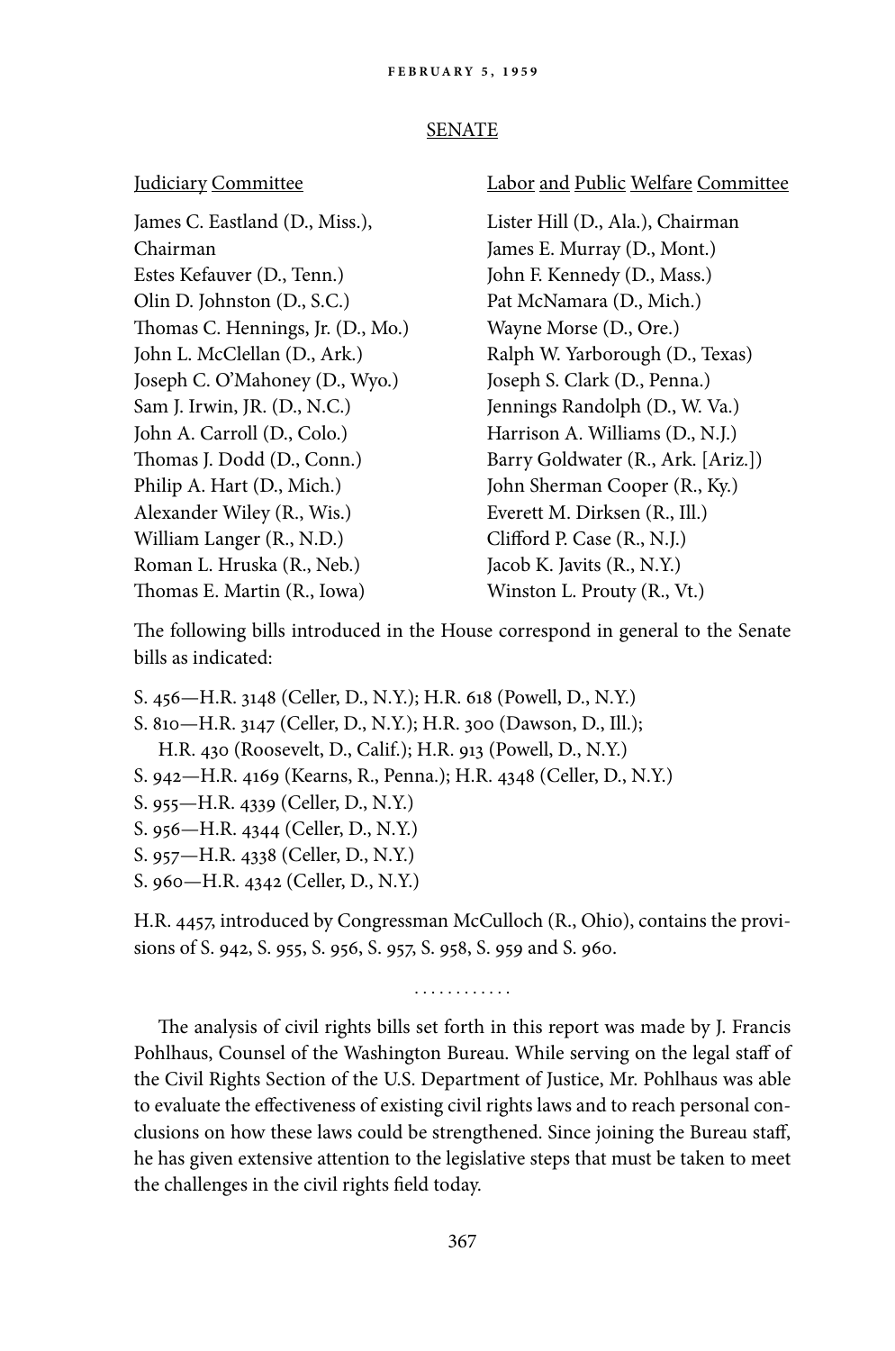FEBRUARY 5, 1959

SENATE

Judiciary Committee

James C. Eastland (D., Miss.), Chairman
Estes Kefauver (D., Tenn.)
Olin D. Johnston (D., S.C.)
Thomas C. Hennings, Jr. (D., Mo.)
John L. McClellan (D., Ark.)
Joseph C. O'Mahoney (D., Wyo.)
Sam J. Irwin, JR. (D., N.C.)
John A. Carroll (D., Colo.)
Thomas J. Dodd (D., Conn.)
Philip A. Hart (D., Mich.)
Alexander Wiley (R., Wis.)
William Langer (R., N.D.)
Roman L. Hruska (R., Neb.)
Thomas E. Martin (R., Iowa)

Labor and Public Welfare Committee

Lister Hill (D., Ala.), Chairman
James E. Murray (D., Mont.)
John F. Kennedy (D., Mass.)
Pat McNamara (D., Mich.)
Wayne Morse (D., Ore.)
Ralph W. Yarborough (D., Texas)
Joseph S. Clark (D., Penna.)
Jennings Randolph (D., W. Va.)
Harrison A. Williams (D., N.J.)
Barry Goldwater (R., Ark. [Ariz.])
John Sherman Cooper (R., Ky.)
Everett M. Dirksen (R., Ill.)
Clifford P. Case (R., N.J.)
Jacob K. Javits (R., N.Y.)
Winston L. Prouty (R., Vt.)

The following bills introduced in the House correspond in general to the Senate bills as indicated:

S. 456—H.R. 3148 (Celler, D., N.Y.); H.R. 618 (Powell, D., N.Y.)
S. 810—H.R. 3147 (Celler, D., N.Y.); H.R. 300 (Dawson, D., Ill.);
H.R. 430 (Roosevelt, D., Calif.); H.R. 913 (Powell, D., N.Y.)
S. 942—H.R. 4169 (Kearns, R., Penna.); H.R. 4348 (Celler, D., N.Y.)
S. 955—H.R. 4339 (Celler, D., N.Y.)
S. 956—H.R. 4344 (Celler, D., N.Y.)
S. 957—H.R. 4338 (Celler, D., N.Y.)
S. 960—H.R. 4342 (Celler, D., N.Y.)

H.R. 4457, introduced by Congressman McCulloch (R., Ohio), contains the provisions of S. 942, S. 955, S. 956, S. 957, S. 958, S. 959 and S. 960.

. . . . . . . . . . . .

The analysis of civil rights bills set forth in this report was made by J. Francis Pohlhaus, Counsel of the Washington Bureau. While serving on the legal staff of the Civil Rights Section of the U.S. Department of Justice, Mr. Pohlhaus was able to evaluate the effectiveness of existing civil rights laws and to reach personal conclusions on how these laws could be strengthened. Since joining the Bureau staff, he has given extensive attention to the legislative steps that must be taken to meet the challenges in the civil rights field today.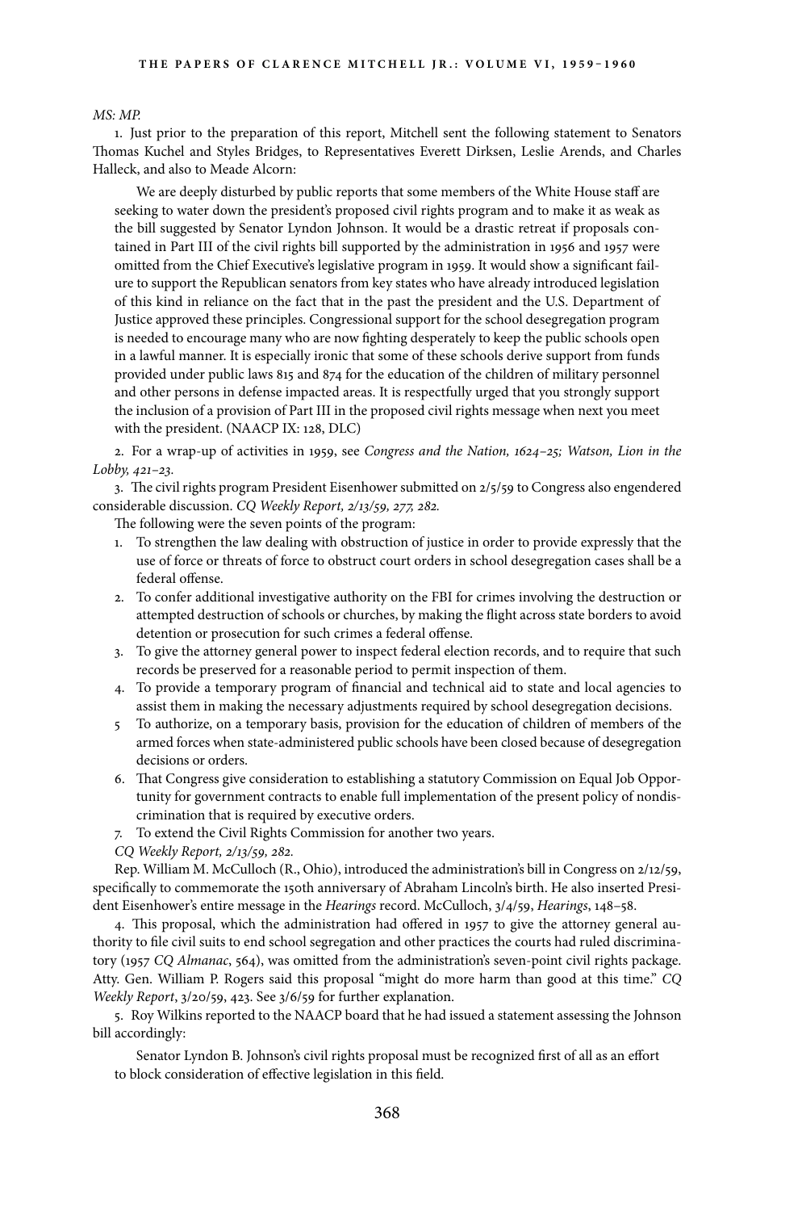*MS: MP.*

1. Just prior to the preparation of this report, Mitchell sent the following statement to Senators Thomas Kuchel and Styles Bridges, to Representatives Everett Dirksen, Leslie Arends, and Charles Halleck, and also to Meade Alcorn:

> We are deeply disturbed by public reports that some members of the White House staff are seeking to water down the president's proposed civil rights program and to make it as weak as the bill suggested by Senator Lyndon Johnson. It would be a drastic retreat if proposals contained in Part III of the civil rights bill supported by the administration in 1956 and 1957 were omitted from the Chief Executive's legislative program in 1959. It would show a significant failure to support the Republican senators from key states who have already introduced legislation of this kind in reliance on the fact that in the past the president and the U.S. Department of Justice approved these principles. Congressional support for the school desegregation program is needed to encourage many who are now fighting desperately to keep the public schools open in a lawful manner. It is especially ironic that some of these schools derive support from funds provided under public laws 815 and 874 for the education of the children of military personnel and other persons in defense impacted areas. It is respectfully urged that you strongly support the inclusion of a provision of Part III in the proposed civil rights message when next you meet with the president. (NAACP IX: 128, DLC)

2. For a wrap-up of activities in 1959, see *Congress and the Nation, 1624–25; Watson, Lion in the Lobby, 421–23.*

3. The civil rights program President Eisenhower submitted on 2/5/59 to Congress also engendered considerable discussion. *CQ Weekly Report, 2/13/59, 277, 282.*

The following were the seven points of the program:

1. To strengthen the law dealing with obstruction of justice in order to provide expressly that the use of force or threats of force to obstruct court orders in school desegregation cases shall be a federal offense.
2. To confer additional investigative authority on the FBI for crimes involving the destruction or attempted destruction of schools or churches, by making the flight across state borders to avoid detention or prosecution for such crimes a federal offense.
3. To give the attorney general power to inspect federal election records, and to require that such records be preserved for a reasonable period to permit inspection of them.
4. To provide a temporary program of financial and technical aid to state and local agencies to assist them in making the necessary adjustments required by school desegregation decisions.
5. To authorize, on a temporary basis, provision for the education of children of members of the armed forces when state-administered public schools have been closed because of desegregation decisions or orders.
6. That Congress give consideration to establishing a statutory Commission on Equal Job Opportunity for government contracts to enable full implementation of the present policy of nondiscrimination that is required by executive orders.
7. To extend the Civil Rights Commission for another two years.

*CQ Weekly Report, 2/13/59, 282.*

Rep. William M. McCulloch (R., Ohio), introduced the administration's bill in Congress on 2/12/59, specifically to commemorate the 150th anniversary of Abraham Lincoln's birth. He also inserted President Eisenhower's entire message in the *Hearings* record. McCulloch, 3/4/59, *Hearings*, 148–58.

4. This proposal, which the administration had offered in 1957 to give the attorney general authority to file civil suits to end school segregation and other practices the courts had ruled discriminatory (1957 *CQ Almanac*, 564), was omitted from the administration's seven-point civil rights package. Atty. Gen. William P. Rogers said this proposal "might do more harm than good at this time." *CQ Weekly Report*, 3/20/59, 423. See 3/6/59 for further explanation.

5. Roy Wilkins reported to the NAACP board that he had issued a statement assessing the Johnson bill accordingly:

> Senator Lyndon B. Johnson's civil rights proposal must be recognized first of all as an effort to block consideration of effective legislation in this field.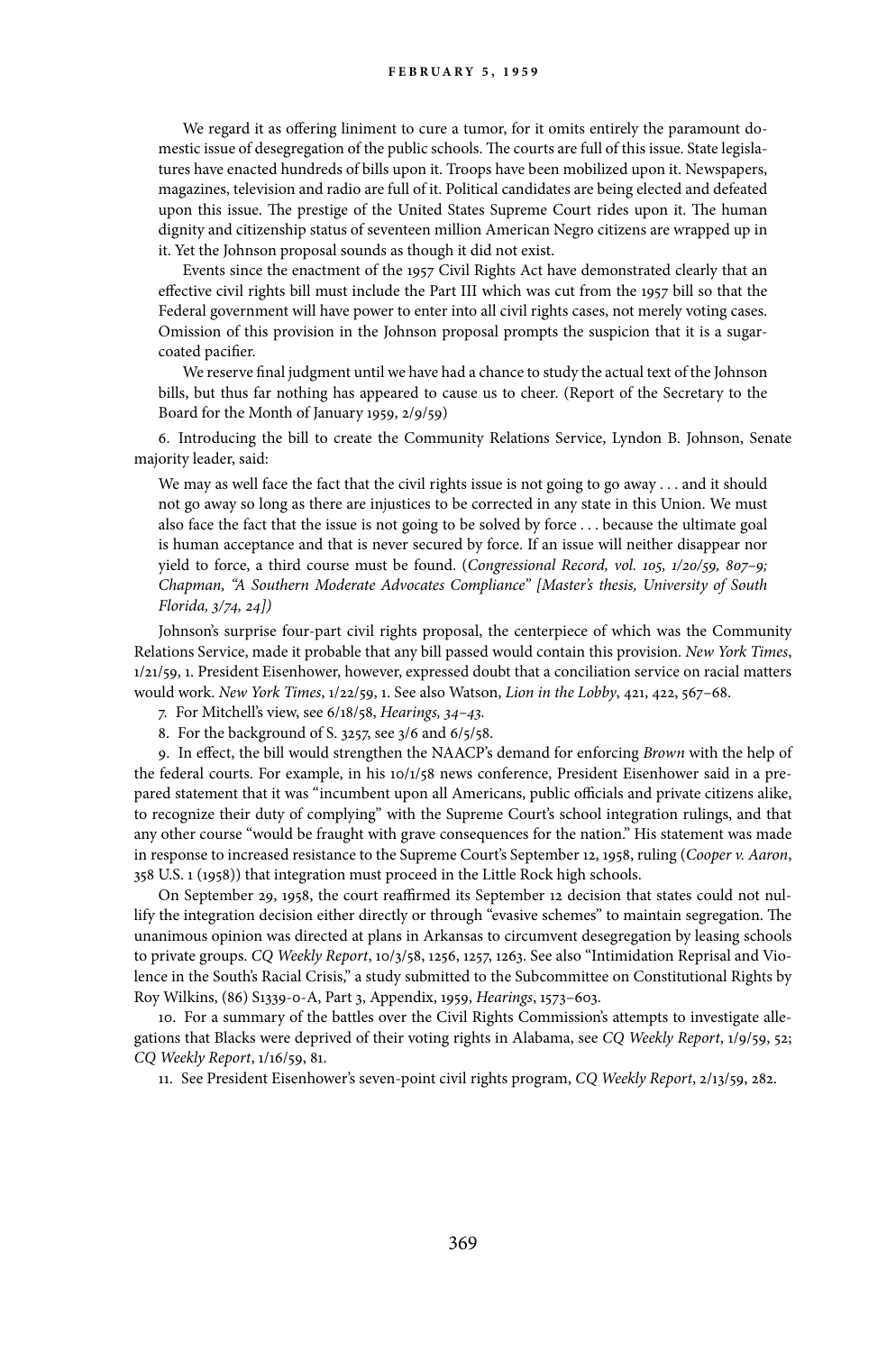We regard it as offering liniment to cure a tumor, for it omits entirely the paramount domestic issue of desegregation of the public schools. The courts are full of this issue. State legislatures have enacted hundreds of bills upon it. Troops have been mobilized upon it. Newspapers, magazines, television and radio are full of it. Political candidates are being elected and defeated upon this issue. The prestige of the United States Supreme Court rides upon it. The human dignity and citizenship status of seventeen million American Negro citizens are wrapped up in it. Yet the Johnson proposal sounds as though it did not exist.

Events since the enactment of the 1957 Civil Rights Act have demonstrated clearly that an effective civil rights bill must include the Part III which was cut from the 1957 bill so that the Federal government will have power to enter into all civil rights cases, not merely voting cases. Omission of this provision in the Johnson proposal prompts the suspicion that it is a sugar-coated pacifier.

We reserve final judgment until we have had a chance to study the actual text of the Johnson bills, but thus far nothing has appeared to cause us to cheer. (Report of the Secretary to the Board for the Month of January 1959, 2/9/59)

6. Introducing the bill to create the Community Relations Service, Lyndon B. Johnson, Senate majority leader, said:

We may as well face the fact that the civil rights issue is not going to go away . . . and it should not go away so long as there are injustices to be corrected in any state in this Union. We must also face the fact that the issue is not going to be solved by force . . . because the ultimate goal is human acceptance and that is never secured by force. If an issue will neither disappear nor yield to force, a third course must be found. (*Congressional Record, vol. 105, 1/20/59, 807–9; Chapman, "A Southern Moderate Advocates Compliance" [Master's thesis, University of South Florida, 3/74, 24]*)

Johnson's surprise four-part civil rights proposal, the centerpiece of which was the Community Relations Service, made it probable that any bill passed would contain this provision. *New York Times*, 1/21/59, 1. President Eisenhower, however, expressed doubt that a conciliation service on racial matters would work. *New York Times*, 1/22/59, 1. See also Watson, *Lion in the Lobby*, 421, 422, 567–68.

7. For Mitchell's view, see 6/18/58, *Hearings, 34–43.*

8. For the background of S. 3257, see 3/6 and 6/5/58.

9. In effect, the bill would strengthen the NAACP's demand for enforcing *Brown* with the help of the federal courts. For example, in his 10/1/58 news conference, President Eisenhower said in a prepared statement that it was "incumbent upon all Americans, public officials and private citizens alike, to recognize their duty of complying" with the Supreme Court's school integration rulings, and that any other course "would be fraught with grave consequences for the nation." His statement was made in response to increased resistance to the Supreme Court's September 12, 1958, ruling (*Cooper v. Aaron*, 358 U.S. 1 (1958)) that integration must proceed in the Little Rock high schools.

On September 29, 1958, the court reaffirmed its September 12 decision that states could not nullify the integration decision either directly or through "evasive schemes" to maintain segregation. The unanimous opinion was directed at plans in Arkansas to circumvent desegregation by leasing schools to private groups. *CQ Weekly Report*, 10/3/58, 1256, 1257, 1263. See also "Intimidation Reprisal and Violence in the South's Racial Crisis," a study submitted to the Subcommittee on Constitutional Rights by Roy Wilkins, (86) S1339-0-A, Part 3, Appendix, 1959, *Hearings*, 1573–603.

10. For a summary of the battles over the Civil Rights Commission's attempts to investigate allegations that Blacks were deprived of their voting rights in Alabama, see *CQ Weekly Report*, 1/9/59, 52; *CQ Weekly Report*, 1/16/59, 81.

11. See President Eisenhower's seven-point civil rights program, *CQ Weekly Report*, 2/13/59, 282.